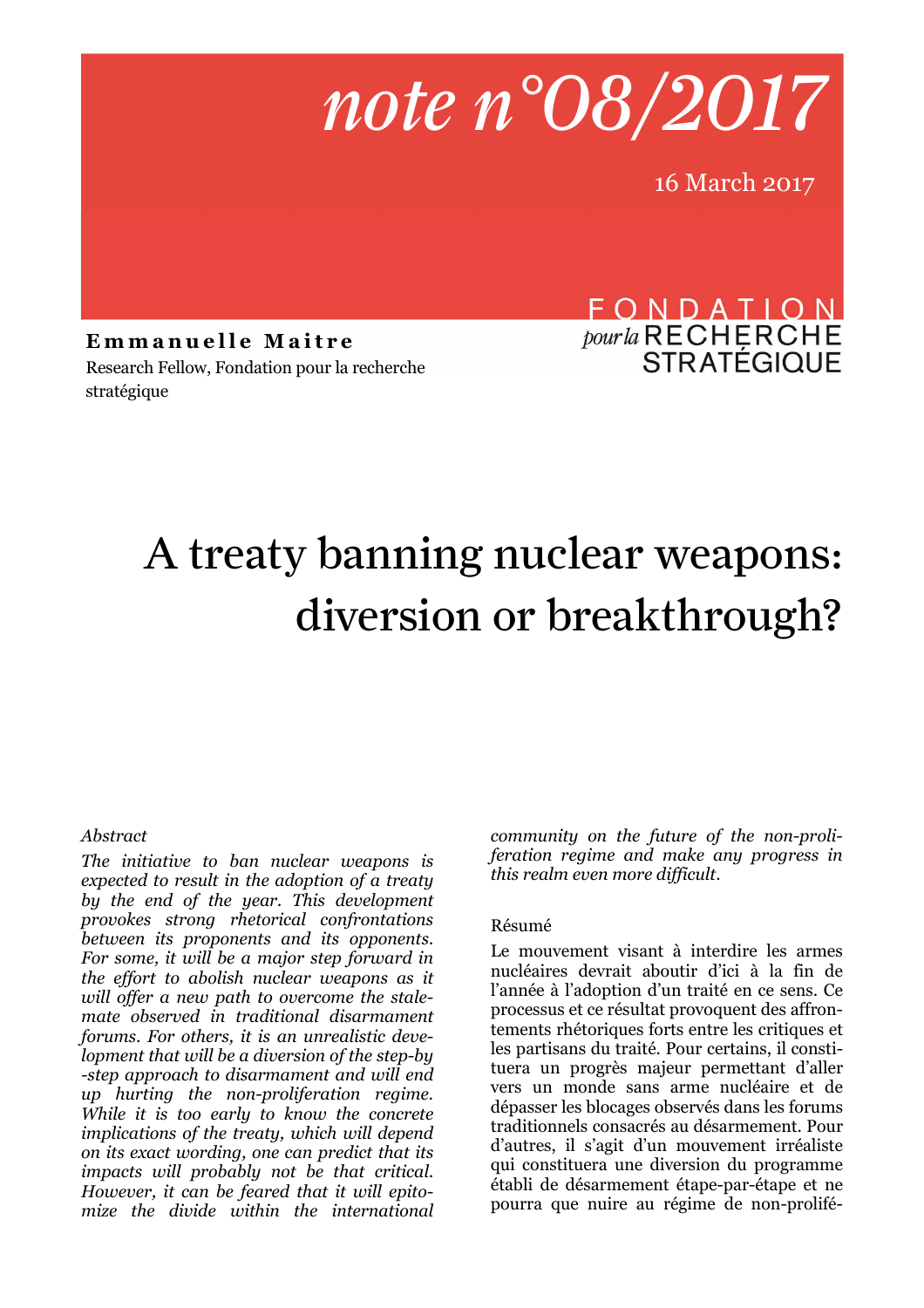*note n°08/2017*

16 March 2017

**Emmanuelle Maitre**
Research Fellow, Fondation pour la recherche stratégique

FONDATION pour la RECHERCHE STRATÉGIQUE

# A treaty banning nuclear weapons: diversion or breakthrough?

*Abstract*

*The initiative to ban nuclear weapons is expected to result in the adoption of a treaty by the end of the year. This development provokes strong rhetorical confrontations between its proponents and its opponents. For some, it will be a major step forward in the effort to abolish nuclear weapons as it will offer a new path to overcome the stalemate observed in traditional disarmament forums. For others, it is an unrealistic development that will be a diversion of the step-by-step approach to disarmament and will end up hurting the non-proliferation regime. While it is too early to know the concrete implications of the treaty, which will depend on its exact wording, one can predict that its impacts will probably not be that critical. However, it can be feared that it will epitomize the divide within the international community on the future of the non-proliferation regime and make any progress in this realm even more difficult.*

Résumé

Le mouvement visant à interdire les armes nucléaires devrait aboutir d'ici à la fin de l'année à l'adoption d'un traité en ce sens. Ce processus et ce résultat provoquent des affrontements rhétoriques forts entre les critiques et les partisans du traité. Pour certains, il constituera un progrès majeur permettant d'aller vers un monde sans arme nucléaire et de dépasser les blocages observés dans les forums traditionnels consacrés au désarmement. Pour d'autres, il s'agit d'un mouvement irréaliste qui constituera une diversion du programme établi de désarmement étape-par-étape et ne pourra que nuire au régime de non-prolifé-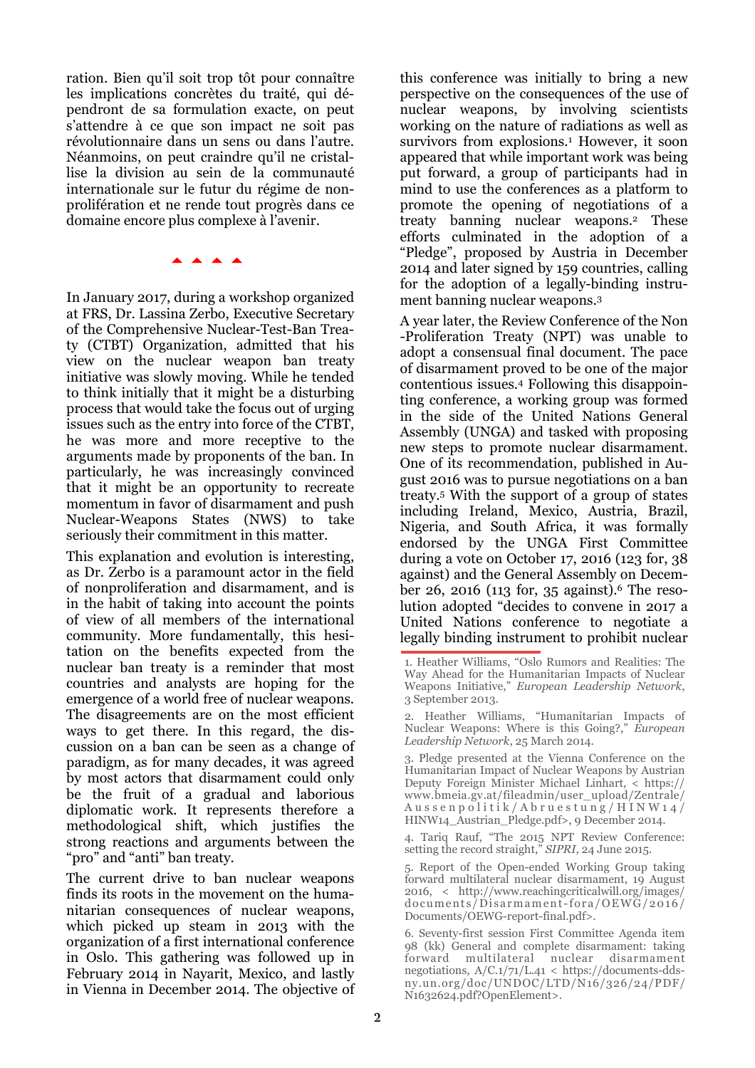ration. Bien qu'il soit trop tôt pour connaître les implications concrètes du traité, qui dépendront de sa formulation exacte, on peut s'attendre à ce que son impact ne soit pas révolutionnaire dans un sens ou dans l'autre. Néanmoins, on peut craindre qu'il ne cristallise la division au sein de la communauté internationale sur le futur du régime de non-prolifération et ne rende tout progrès dans ce domaine encore plus complexe à l'avenir.

▲ ▲ ▲ ▲

In January 2017, during a workshop organized at FRS, Dr. Lassina Zerbo, Executive Secretary of the Comprehensive Nuclear-Test-Ban Treaty (CTBT) Organization, admitted that his view on the nuclear weapon ban treaty initiative was slowly moving. While he tended to think initially that it might be a disturbing process that would take the focus out of urging issues such as the entry into force of the CTBT, he was more and more receptive to the arguments made by proponents of the ban. In particularly, he was increasingly convinced that it might be an opportunity to recreate momentum in favor of disarmament and push Nuclear-Weapons States (NWS) to take seriously their commitment in this matter.

This explanation and evolution is interesting, as Dr. Zerbo is a paramount actor in the field of nonproliferation and disarmament, and is in the habit of taking into account the points of view of all members of the international community. More fundamentally, this hesitation on the benefits expected from the nuclear ban treaty is a reminder that most countries and analysts are hoping for the emergence of a world free of nuclear weapons. The disagreements are on the most efficient ways to get there. In this regard, the discussion on a ban can be seen as a change of paradigm, as for many decades, it was agreed by most actors that disarmament could only be the fruit of a gradual and laborious diplomatic work. It represents therefore a methodological shift, which justifies the strong reactions and arguments between the "pro" and "anti" ban treaty.

The current drive to ban nuclear weapons finds its roots in the movement on the humanitarian consequences of nuclear weapons, which picked up steam in 2013 with the organization of a first international conference in Oslo. This gathering was followed up in February 2014 in Nayarit, Mexico, and lastly in Vienna in December 2014. The objective of this conference was initially to bring a new perspective on the consequences of the use of nuclear weapons, by involving scientists working on the nature of radiations as well as survivors from explosions.[1] However, it soon appeared that while important work was being put forward, a group of participants had in mind to use the conferences as a platform to promote the opening of negotiations of a treaty banning nuclear weapons.[2] These efforts culminated in the adoption of a "Pledge", proposed by Austria in December 2014 and later signed by 159 countries, calling for the adoption of a legally-binding instrument banning nuclear weapons.[3]

A year later, the Review Conference of the Non-Proliferation Treaty (NPT) was unable to adopt a consensual final document. The pace of disarmament proved to be one of the major contentious issues.[4] Following this disappointing conference, a working group was formed in the side of the United Nations General Assembly (UNGA) and tasked with proposing new steps to promote nuclear disarmament. One of its recommendation, published in August 2016 was to pursue negotiations on a ban treaty.[5] With the support of a group of states including Ireland, Mexico, Austria, Brazil, Nigeria, and South Africa, it was formally endorsed by the UNGA First Committee during a vote on October 17, 2016 (123 for, 38 against) and the General Assembly on December 26, 2016 (113 for, 35 against).[6] The resolution adopted "decides to convene in 2017 a United Nations conference to negotiate a legally binding instrument to prohibit nuclear

---

1. Heather Williams, "Oslo Rumors and Realities: The Way Ahead for the Humanitarian Impacts of Nuclear Weapons Initiative," *European Leadership Network*, 3 September 2013.

2. Heather Williams, "Humanitarian Impacts of Nuclear Weapons: Where is this Going?," *European Leadership Network*, 25 March 2014.

3. Pledge presented at the Vienna Conference on the Humanitarian Impact of Nuclear Weapons by Austrian Deputy Foreign Minister Michael Linhart, < https://www.bmeia.gv.at/fileadmin/user_upload/Zentrale/Aussenpolitik/Abruestung/HINW14/HINW14_Austrian_Pledge.pdf>, 9 December 2014.

4. Tariq Rauf, "The 2015 NPT Review Conference: setting the record straight," *SIPRI*, 24 June 2015.

5. Report of the Open-ended Working Group taking forward multilateral nuclear disarmament, 19 August 2016, < http://www.reachingcriticalwill.org/images/documents/Disarmament-fora/OEWG/2016/Documents/OEWG-report-final.pdf>.

6. Seventy-first session First Committee Agenda item 98 (kk) General and complete disarmament: taking forward multilateral nuclear disarmament negotiations, A/C.1/71/L.41 < https://documents-dds-ny.un.org/doc/UNDOC/LTD/N16/326/24/PDF/N1632624.pdf?OpenElement>.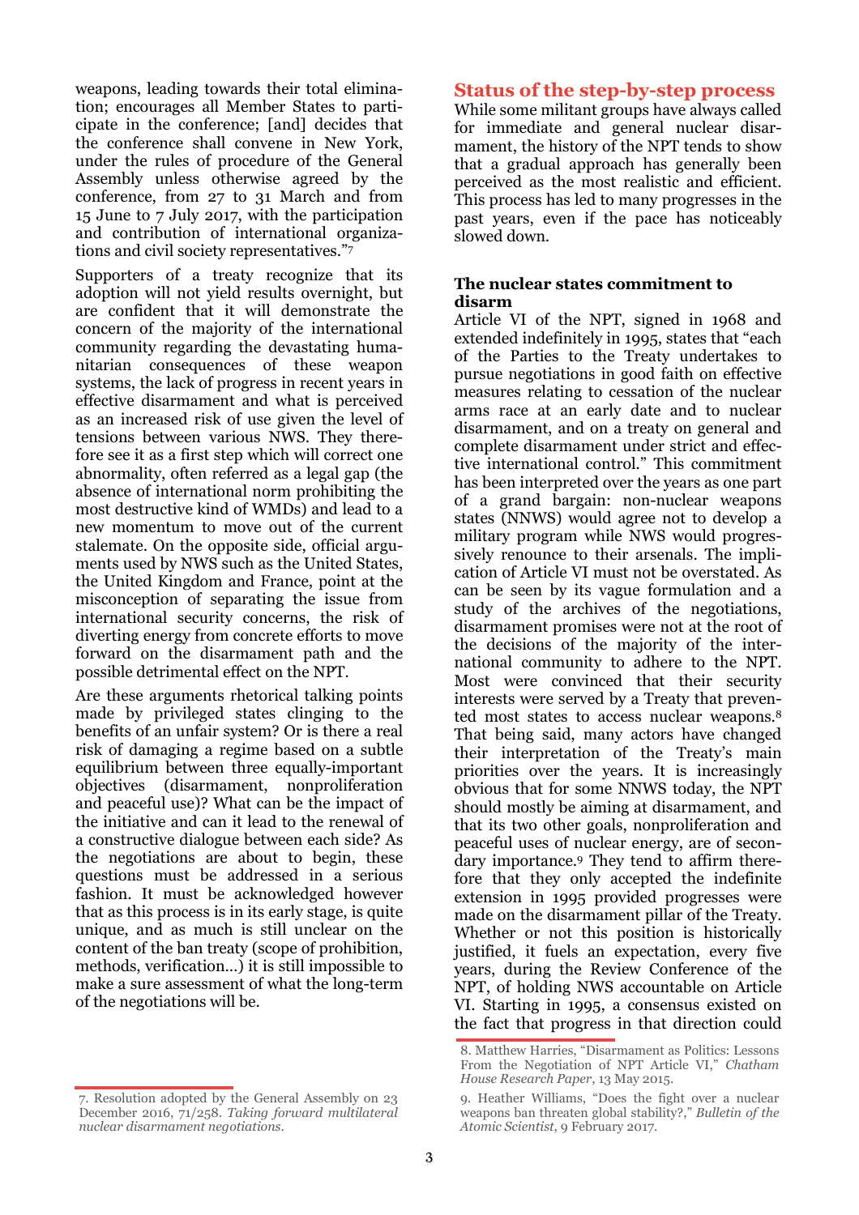weapons, leading towards their total elimination; encourages all Member States to participate in the conference; [and] decides that the conference shall convene in New York, under the rules of procedure of the General Assembly unless otherwise agreed by the conference, from 27 to 31 March and from 15 June to 7 July 2017, with the participation and contribution of international organizations and civil society representatives."[7]

Supporters of a treaty recognize that its adoption will not yield results overnight, but are confident that it will demonstrate the concern of the majority of the international community regarding the devastating humanitarian consequences of these weapon systems, the lack of progress in recent years in effective disarmament and what is perceived as an increased risk of use given the level of tensions between various NWS. They therefore see it as a first step which will correct one abnormality, often referred as a legal gap (the absence of international norm prohibiting the most destructive kind of WMDs) and lead to a new momentum to move out of the current stalemate. On the opposite side, official arguments used by NWS such as the United States, the United Kingdom and France, point at the misconception of separating the issue from international security concerns, the risk of diverting energy from concrete efforts to move forward on the disarmament path and the possible detrimental effect on the NPT.

Are these arguments rhetorical talking points made by privileged states clinging to the benefits of an unfair system? Or is there a real risk of damaging a regime based on a subtle equilibrium between three equally-important objectives (disarmament, nonproliferation and peaceful use)? What can be the impact of the initiative and can it lead to the renewal of a constructive dialogue between each side? As the negotiations are about to begin, these questions must be addressed in a serious fashion. It must be acknowledged however that as this process is in its early stage, is quite unique, and as much is still unclear on the content of the ban treaty (scope of prohibition, methods, verification...) it is still impossible to make a sure assessment of what the long-term of the negotiations will be.

## Status of the step-by-step process

While some militant groups have always called for immediate and general nuclear disarmament, the history of the NPT tends to show that a gradual approach has generally been perceived as the most realistic and efficient. This process has led to many progresses in the past years, even if the pace has noticeably slowed down.

### The nuclear states commitment to disarm

Article VI of the NPT, signed in 1968 and extended indefinitely in 1995, states that "each of the Parties to the Treaty undertakes to pursue negotiations in good faith on effective measures relating to cessation of the nuclear arms race at an early date and to nuclear disarmament, and on a treaty on general and complete disarmament under strict and effective international control." This commitment has been interpreted over the years as one part of a grand bargain: non-nuclear weapons states (NNWS) would agree not to develop a military program while NWS would progressively renounce to their arsenals. The implication of Article VI must not be overstated. As can be seen by its vague formulation and a study of the archives of the negotiations, disarmament promises were not at the root of the decisions of the majority of the international community to adhere to the NPT. Most were convinced that their security interests were served by a Treaty that prevented most states to access nuclear weapons.[8] That being said, many actors have changed their interpretation of the Treaty's main priorities over the years. It is increasingly obvious that for some NNWS today, the NPT should mostly be aiming at disarmament, and that its two other goals, nonproliferation and peaceful uses of nuclear energy, are of secondary importance.[9] They tend to affirm therefore that they only accepted the indefinite extension in 1995 provided progresses were made on the disarmament pillar of the Treaty. Whether or not this position is historically justified, it fuels an expectation, every five years, during the Review Conference of the NPT, of holding NWS accountable on Article VI. Starting in 1995, a consensus existed on the fact that progress in that direction could

7. Resolution adopted by the General Assembly on 23 December 2016, 71/258. *Taking forward multilateral nuclear disarmament negotiations.*

8. Matthew Harries, "Disarmament as Politics: Lessons From the Negotiation of NPT Article VI," *Chatham House Research Paper*, 13 May 2015.

9. Heather Williams, "Does the fight over a nuclear weapons ban threaten global stability?," *Bulletin of the Atomic Scientist*, 9 February 2017.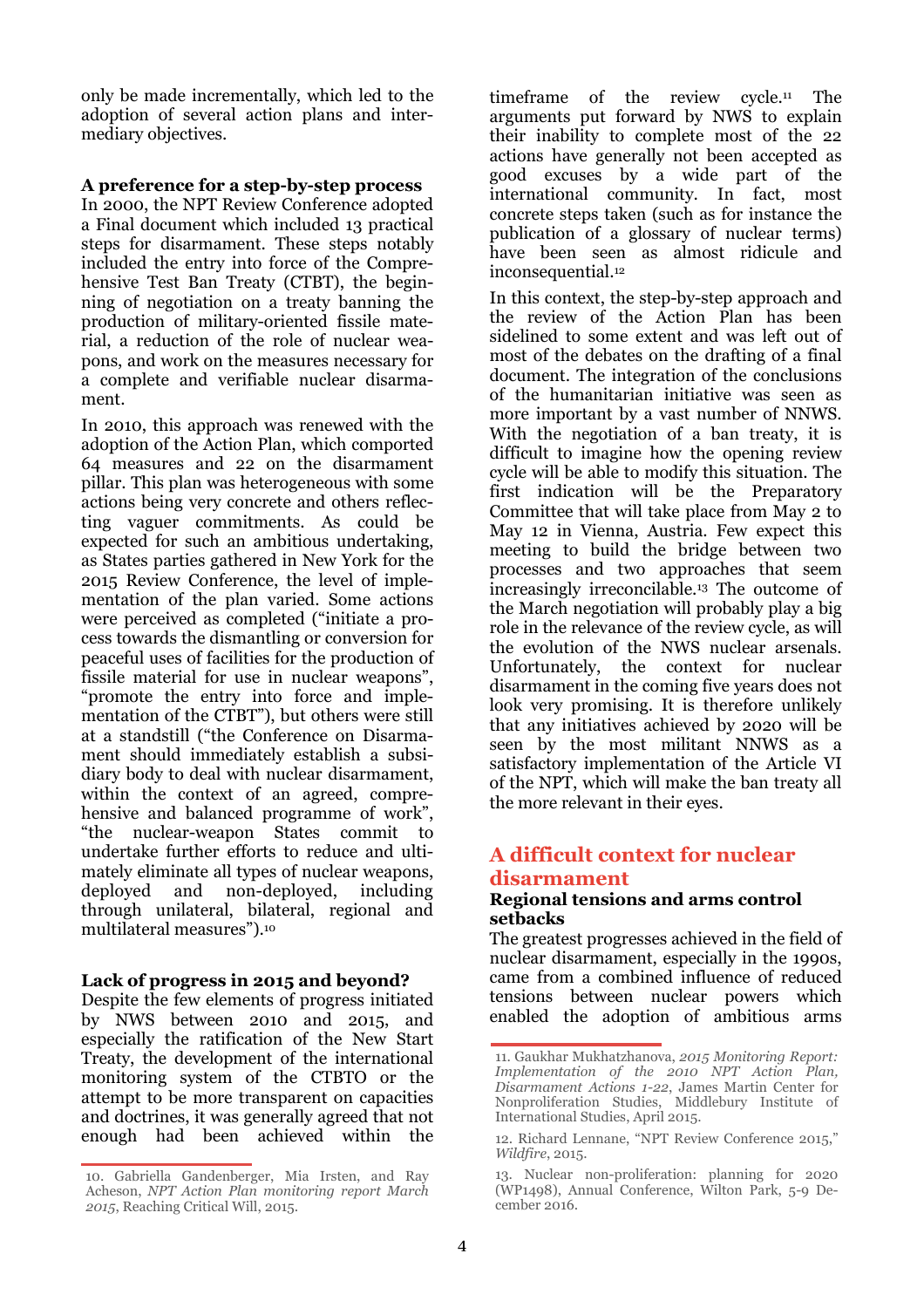only be made incrementally, which led to the adoption of several action plans and intermediary objectives.

### A preference for a step-by-step process

In 2000, the NPT Review Conference adopted a Final document which included 13 practical steps for disarmament. These steps notably included the entry into force of the Comprehensive Test Ban Treaty (CTBT), the beginning of negotiation on a treaty banning the production of military-oriented fissile material, a reduction of the role of nuclear weapons, and work on the measures necessary for a complete and verifiable nuclear disarmament.

In 2010, this approach was renewed with the adoption of the Action Plan, which comported 64 measures and 22 on the disarmament pillar. This plan was heterogeneous with some actions being very concrete and others reflecting vaguer commitments. As could be expected for such an ambitious undertaking, as States parties gathered in New York for the 2015 Review Conference, the level of implementation of the plan varied. Some actions were perceived as completed ("initiate a process towards the dismantling or conversion for peaceful uses of facilities for the production of fissile material for use in nuclear weapons", "promote the entry into force and implementation of the CTBT"), but others were still at a standstill ("the Conference on Disarmament should immediately establish a subsidiary body to deal with nuclear disarmament, within the context of an agreed, comprehensive and balanced programme of work", "the nuclear-weapon States commit to undertake further efforts to reduce and ultimately eliminate all types of nuclear weapons, deployed and non-deployed, including through unilateral, bilateral, regional and multilateral measures").[10]

### Lack of progress in 2015 and beyond?

Despite the few elements of progress initiated by NWS between 2010 and 2015, and especially the ratification of the New Start Treaty, the development of the international monitoring system of the CTBTO or the attempt to be more transparent on capacities and doctrines, it was generally agreed that not enough had been achieved within the timeframe of the review cycle.[11] The arguments put forward by NWS to explain their inability to complete most of the 22 actions have generally not been accepted as good excuses by a wide part of the international community. In fact, most concrete steps taken (such as for instance the publication of a glossary of nuclear terms) have been seen as almost ridicule and inconsequential.[12]

In this context, the step-by-step approach and the review of the Action Plan has been sidelined to some extent and was left out of most of the debates on the drafting of a final document. The integration of the conclusions of the humanitarian initiative was seen as more important by a vast number of NNWS. With the negotiation of a ban treaty, it is difficult to imagine how the opening review cycle will be able to modify this situation. The first indication will be the Preparatory Committee that will take place from May 2 to May 12 in Vienna, Austria. Few expect this meeting to build the bridge between two processes and two approaches that seem increasingly irreconcilable.[13] The outcome of the March negotiation will probably play a big role in the relevance of the review cycle, as will the evolution of the NWS nuclear arsenals. Unfortunately, the context for nuclear disarmament in the coming five years does not look very promising. It is therefore unlikely that any initiatives achieved by 2020 will be seen by the most militant NNWS as a satisfactory implementation of the Article VI of the NPT, which will make the ban treaty all the more relevant in their eyes.

## A difficult context for nuclear disarmament

### Regional tensions and arms control setbacks

The greatest progresses achieved in the field of nuclear disarmament, especially in the 1990s, came from a combined influence of reduced tensions between nuclear powers which enabled the adoption of ambitious arms

---

10. Gabriella Gandenberger, Mia Irsten, and Ray Acheson, *NPT Action Plan monitoring report March 2015*, Reaching Critical Will, 2015.

11. Gaukhar Mukhatzhanova, *2015 Monitoring Report: Implementation of the 2010 NPT Action Plan, Disarmament Actions 1-22*, James Martin Center for Nonproliferation Studies, Middlebury Institute of International Studies, April 2015.

12. Richard Lennane, "NPT Review Conference 2015," *Wildfire*, 2015.

13. Nuclear non-proliferation: planning for 2020 (WP1498), Annual Conference, Wilton Park, 5-9 December 2016.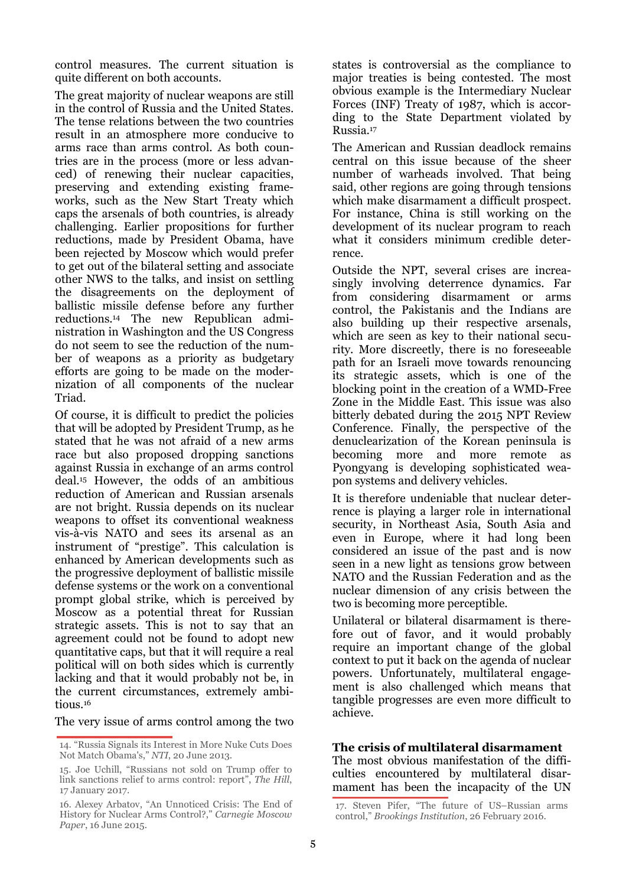control measures. The current situation is quite different on both accounts.

The great majority of nuclear weapons are still in the control of Russia and the United States. The tense relations between the two countries result in an atmosphere more conducive to arms race than arms control. As both countries are in the process (more or less advanced) of renewing their nuclear capacities, preserving and extending existing frameworks, such as the New Start Treaty which caps the arsenals of both countries, is already challenging. Earlier propositions for further reductions, made by President Obama, have been rejected by Moscow which would prefer to get out of the bilateral setting and associate other NWS to the talks, and insist on settling the disagreements on the deployment of ballistic missile defense before any further reductions.[14] The new Republican administration in Washington and the US Congress do not seem to see the reduction of the number of weapons as a priority as budgetary efforts are going to be made on the modernization of all components of the nuclear Triad.

Of course, it is difficult to predict the policies that will be adopted by President Trump, as he stated that he was not afraid of a new arms race but also proposed dropping sanctions against Russia in exchange of an arms control deal.[15] However, the odds of an ambitious reduction of American and Russian arsenals are not bright. Russia depends on its nuclear weapons to offset its conventional weakness vis-à-vis NATO and sees its arsenal as an instrument of "prestige". This calculation is enhanced by American developments such as the progressive deployment of ballistic missile defense systems or the work on a conventional prompt global strike, which is perceived by Moscow as a potential threat for Russian strategic assets. This is not to say that an agreement could not be found to adopt new quantitative caps, but that it will require a real political will on both sides which is currently lacking and that it would probably not be, in the current circumstances, extremely ambitious.[16]

The very issue of arms control among the two states is controversial as the compliance to major treaties is being contested. The most obvious example is the Intermediary Nuclear Forces (INF) Treaty of 1987, which is according to the State Department violated by Russia.[17]

The American and Russian deadlock remains central on this issue because of the sheer number of warheads involved. That being said, other regions are going through tensions which make disarmament a difficult prospect. For instance, China is still working on the development of its nuclear program to reach what it considers minimum credible deterrence.

Outside the NPT, several crises are increasingly involving deterrence dynamics. Far from considering disarmament or arms control, the Pakistanis and the Indians are also building up their respective arsenals, which are seen as key to their national security. More discreetly, there is no foreseeable path for an Israeli move towards renouncing its strategic assets, which is one of the blocking point in the creation of a WMD-Free Zone in the Middle East. This issue was also bitterly debated during the 2015 NPT Review Conference. Finally, the perspective of the denuclearization of the Korean peninsula is becoming more and more remote as Pyongyang is developing sophisticated weapon systems and delivery vehicles.

It is therefore undeniable that nuclear deterrence is playing a larger role in international security, in Northeast Asia, South Asia and even in Europe, where it had long been considered an issue of the past and is now seen in a new light as tensions grow between NATO and the Russian Federation and as the nuclear dimension of any crisis between the two is becoming more perceptible.

Unilateral or bilateral disarmament is therefore out of favor, and it would probably require an important change of the global context to put it back on the agenda of nuclear powers. Unfortunately, multilateral engagement is also challenged which means that tangible progresses are even more difficult to achieve.

### The crisis of multilateral disarmament

The most obvious manifestation of the difficulties encountered by multilateral disarmament has been the incapacity of the UN

---

14. "Russia Signals its Interest in More Nuke Cuts Does Not Match Obama's," *NTI*, 20 June 2013.

15. Joe Uchill, "Russians not sold on Trump offer to link sanctions relief to arms control: report", *The Hill*, 17 January 2017.

16. Alexey Arbatov, "An Unnoticed Crisis: The End of History for Nuclear Arms Control?," *Carnegie Moscow Paper*, 16 June 2015.

17. Steven Pifer, "The future of US–Russian arms control," *Brookings Institution*, 26 February 2016.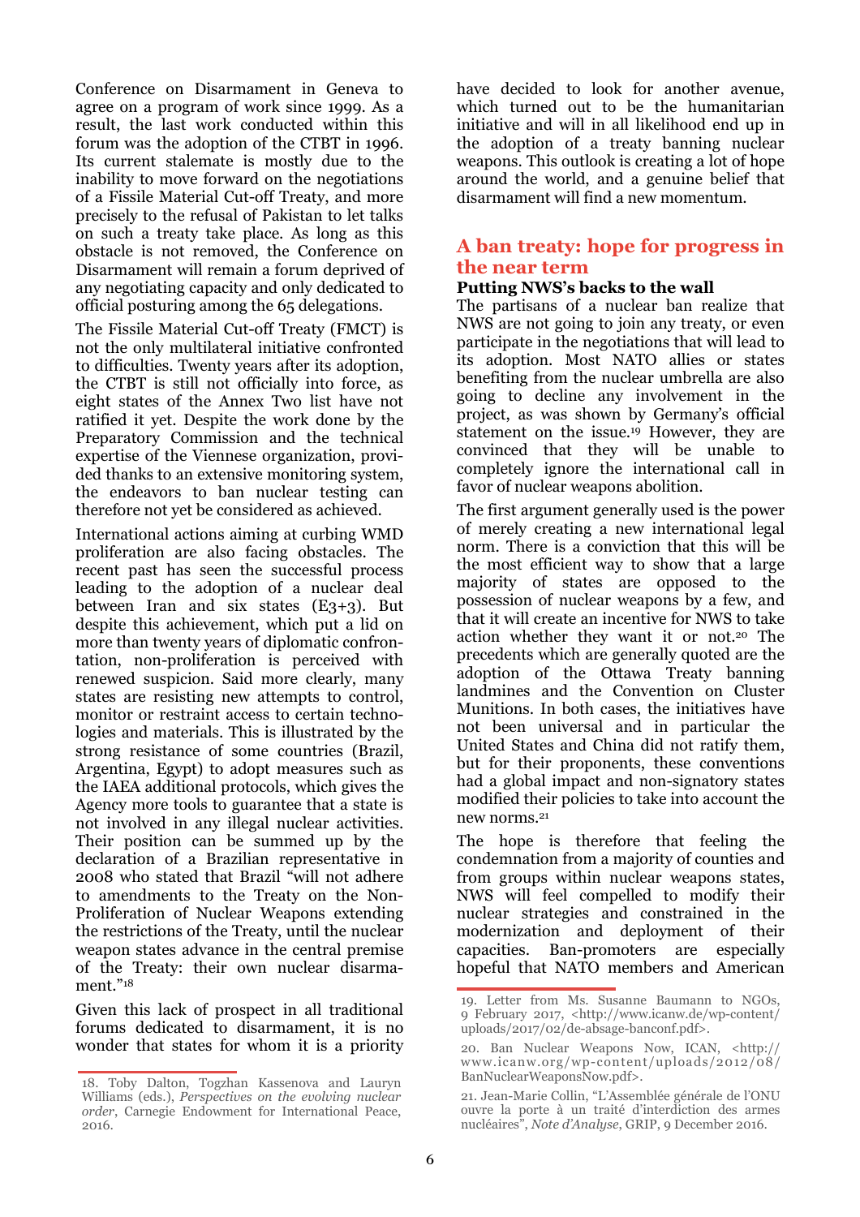Conference on Disarmament in Geneva to agree on a program of work since 1999. As a result, the last work conducted within this forum was the adoption of the CTBT in 1996. Its current stalemate is mostly due to the inability to move forward on the negotiations of a Fissile Material Cut-off Treaty, and more precisely to the refusal of Pakistan to let talks on such a treaty take place. As long as this obstacle is not removed, the Conference on Disarmament will remain a forum deprived of any negotiating capacity and only dedicated to official posturing among the 65 delegations.

The Fissile Material Cut-off Treaty (FMCT) is not the only multilateral initiative confronted to difficulties. Twenty years after its adoption, the CTBT is still not officially into force, as eight states of the Annex Two list have not ratified it yet. Despite the work done by the Preparatory Commission and the technical expertise of the Viennese organization, provided thanks to an extensive monitoring system, the endeavors to ban nuclear testing can therefore not yet be considered as achieved.

International actions aiming at curbing WMD proliferation are also facing obstacles. The recent past has seen the successful process leading to the adoption of a nuclear deal between Iran and six states (E3+3). But despite this achievement, which put a lid on more than twenty years of diplomatic confrontation, non-proliferation is perceived with renewed suspicion. Said more clearly, many states are resisting new attempts to control, monitor or restraint access to certain technologies and materials. This is illustrated by the strong resistance of some countries (Brazil, Argentina, Egypt) to adopt measures such as the IAEA additional protocols, which gives the Agency more tools to guarantee that a state is not involved in any illegal nuclear activities. Their position can be summed up by the declaration of a Brazilian representative in 2008 who stated that Brazil "will not adhere to amendments to the Treaty on the Non-Proliferation of Nuclear Weapons extending the restrictions of the Treaty, until the nuclear weapon states advance in the central premise of the Treaty: their own nuclear disarmament."[18]

Given this lack of prospect in all traditional forums dedicated to disarmament, it is no wonder that states for whom it is a priority have decided to look for another avenue, which turned out to be the humanitarian initiative and will in all likelihood end up in the adoption of a treaty banning nuclear weapons. This outlook is creating a lot of hope around the world, and a genuine belief that disarmament will find a new momentum.

## A ban treaty: hope for progress in the near term

### Putting NWS's backs to the wall

The partisans of a nuclear ban realize that NWS are not going to join any treaty, or even participate in the negotiations that will lead to its adoption. Most NATO allies or states benefiting from the nuclear umbrella are also going to decline any involvement in the project, as was shown by Germany's official statement on the issue.[19] However, they are convinced that they will be unable to completely ignore the international call in favor of nuclear weapons abolition.

The first argument generally used is the power of merely creating a new international legal norm. There is a conviction that this will be the most efficient way to show that a large majority of states are opposed to the possession of nuclear weapons by a few, and that it will create an incentive for NWS to take action whether they want it or not.[20] The precedents which are generally quoted are the adoption of the Ottawa Treaty banning landmines and the Convention on Cluster Munitions. In both cases, the initiatives have not been universal and in particular the United States and China did not ratify them, but for their proponents, these conventions had a global impact and non-signatory states modified their policies to take into account the new norms.[21]

The hope is therefore that feeling the condemnation from a majority of counties and from groups within nuclear weapons states, NWS will feel compelled to modify their nuclear strategies and constrained in the modernization and deployment of their capacities. Ban-promoters are especially hopeful that NATO members and American

---

18. Toby Dalton, Togzhan Kassenova and Lauryn Williams (eds.), *Perspectives on the evolving nuclear order*, Carnegie Endowment for International Peace, 2016.

19. Letter from Ms. Susanne Baumann to NGOs, 9 February 2017, <http://www.icanw.de/wp-content/uploads/2017/02/de-absage-banconf.pdf>.

20. Ban Nuclear Weapons Now, ICAN, <http://www.icanw.org/wp-content/uploads/2012/08/BanNuclearWeaponsNow.pdf>.

21. Jean-Marie Collin, "L'Assemblée générale de l'ONU ouvre la porte à un traité d'interdiction des armes nucléaires", *Note d'Analyse*, GRIP, 9 December 2016.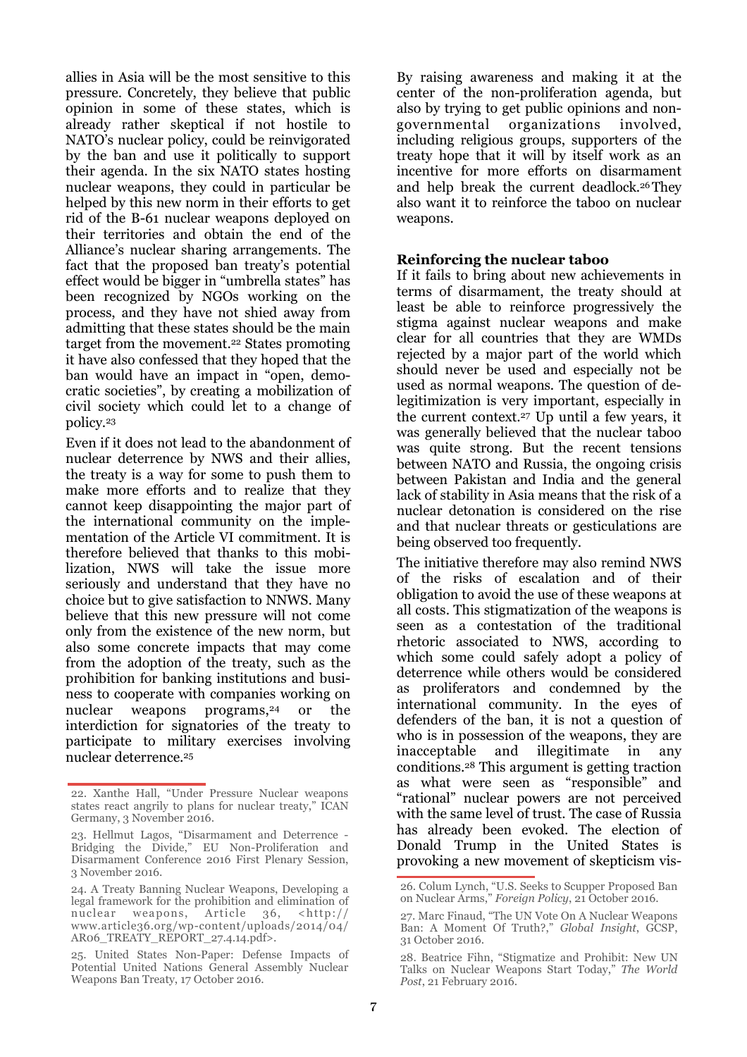allies in Asia will be the most sensitive to this pressure. Concretely, they believe that public opinion in some of these states, which is already rather skeptical if not hostile to NATO's nuclear policy, could be reinvigorated by the ban and use it politically to support their agenda. In the six NATO states hosting nuclear weapons, they could in particular be helped by this new norm in their efforts to get rid of the B-61 nuclear weapons deployed on their territories and obtain the end of the Alliance's nuclear sharing arrangements. The fact that the proposed ban treaty's potential effect would be bigger in "umbrella states" has been recognized by NGOs working on the process, and they have not shied away from admitting that these states should be the main target from the movement.[22] States promoting it have also confessed that they hoped that the ban would have an impact in "open, democratic societies", by creating a mobilization of civil society which could let to a change of policy.[23]

Even if it does not lead to the abandonment of nuclear deterrence by NWS and their allies, the treaty is a way for some to push them to make more efforts and to realize that they cannot keep disappointing the major part of the international community on the implementation of the Article VI commitment. It is therefore believed that thanks to this mobilization, NWS will take the issue more seriously and understand that they have no choice but to give satisfaction to NNWS. Many believe that this new pressure will not come only from the existence of the new norm, but also some concrete impacts that may come from the adoption of the treaty, such as the prohibition for banking institutions and business to cooperate with companies working on nuclear weapons programs,[24] or the interdiction for signatories of the treaty to participate to military exercises involving nuclear deterrence.[25]

By raising awareness and making it at the center of the non-proliferation agenda, but also by trying to get public opinions and non-governmental organizations involved, including religious groups, supporters of the treaty hope that it will by itself work as an incentive for more efforts on disarmament and help break the current deadlock.[26] They also want it to reinforce the taboo on nuclear weapons.

**Reinforcing the nuclear taboo**

If it fails to bring about new achievements in terms of disarmament, the treaty should at least be able to reinforce progressively the stigma against nuclear weapons and make clear for all countries that they are WMDs rejected by a major part of the world which should never be used and especially not be used as normal weapons. The question of delegitimization is very important, especially in the current context.[27] Up until a few years, it was generally believed that the nuclear taboo was quite strong. But the recent tensions between NATO and Russia, the ongoing crisis between Pakistan and India and the general lack of stability in Asia means that the risk of a nuclear detonation is considered on the rise and that nuclear threats or gesticulations are being observed too frequently.

The initiative therefore may also remind NWS of the risks of escalation and of their obligation to avoid the use of these weapons at all costs. This stigmatization of the weapons is seen as a contestation of the traditional rhetoric associated to NWS, according to which some could safely adopt a policy of deterrence while others would be considered as proliferators and condemned by the international community. In the eyes of defenders of the ban, it is not a question of who is in possession of the weapons, they are inacceptable and illegitimate in any conditions.[28] This argument is getting traction as what were seen as "responsible" and "rational" nuclear powers are not perceived with the same level of trust. The case of Russia has already been evoked. The election of Donald Trump in the United States is provoking a new movement of skepticism vis-

---

22. Xanthe Hall, "Under Pressure Nuclear weapons states react angrily to plans for nuclear treaty," ICAN Germany, 3 November 2016.

23. Hellmut Lagos, "Disarmament and Deterrence - Bridging the Divide," EU Non-Proliferation and Disarmament Conference 2016 First Plenary Session, 3 November 2016.

24. A Treaty Banning Nuclear Weapons, Developing a legal framework for the prohibition and elimination of nuclear weapons, Article 36, <http://www.article36.org/wp-content/uploads/2014/04/AR06_TREATY_REPORT_27.4.14.pdf>.

25. United States Non-Paper: Defense Impacts of Potential United Nations General Assembly Nuclear Weapons Ban Treaty, 17 October 2016.

26. Colum Lynch, "U.S. Seeks to Scupper Proposed Ban on Nuclear Arms," *Foreign Policy*, 21 October 2016.

27. Marc Finaud, "The UN Vote On A Nuclear Weapons Ban: A Moment Of Truth?," *Global Insight*, GCSP, 31 October 2016.

28. Beatrice Fihn, "Stigmatize and Prohibit: New UN Talks on Nuclear Weapons Start Today," *The World Post*, 21 February 2016.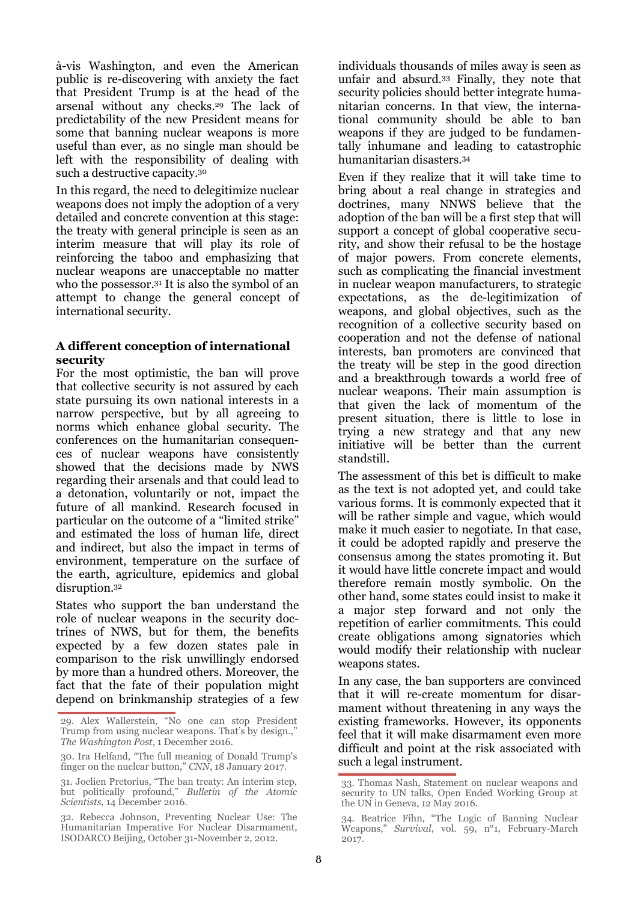à-vis Washington, and even the American public is re-discovering with anxiety the fact that President Trump is at the head of the arsenal without any checks.[29] The lack of predictability of the new President means for some that banning nuclear weapons is more useful than ever, as no single man should be left with the responsibility of dealing with such a destructive capacity.[30]

In this regard, the need to delegitimize nuclear weapons does not imply the adoption of a very detailed and concrete convention at this stage: the treaty with general principle is seen as an interim measure that will play its role of reinforcing the taboo and emphasizing that nuclear weapons are unacceptable no matter who the possessor.[31] It is also the symbol of an attempt to change the general concept of international security.

### A different conception of international security

For the most optimistic, the ban will prove that collective security is not assured by each state pursuing its own national interests in a narrow perspective, but by all agreeing to norms which enhance global security. The conferences on the humanitarian consequences of nuclear weapons have consistently showed that the decisions made by NWS regarding their arsenals and that could lead to a detonation, voluntarily or not, impact the future of all mankind. Research focused in particular on the outcome of a "limited strike" and estimated the loss of human life, direct and indirect, but also the impact in terms of environment, temperature on the surface of the earth, agriculture, epidemics and global disruption.[32]

States who support the ban understand the role of nuclear weapons in the security doctrines of NWS, but for them, the benefits expected by a few dozen states pale in comparison to the risk unwillingly endorsed by more than a hundred others. Moreover, the fact that the fate of their population might depend on brinkmanship strategies of a few individuals thousands of miles away is seen as unfair and absurd.[33] Finally, they note that security policies should better integrate humanitarian concerns. In that view, the international community should be able to ban weapons if they are judged to be fundamentally inhumane and leading to catastrophic humanitarian disasters.[34]

Even if they realize that it will take time to bring about a real change in strategies and doctrines, many NNWS believe that the adoption of the ban will be a first step that will support a concept of global cooperative security, and show their refusal to be the hostage of major powers. From concrete elements, such as complicating the financial investment in nuclear weapon manufacturers, to strategic expectations, as the de-legitimization of weapons, and global objectives, such as the recognition of a collective security based on cooperation and not the defense of national interests, ban promoters are convinced that the treaty will be step in the good direction and a breakthrough towards a world free of nuclear weapons. Their main assumption is that given the lack of momentum of the present situation, there is little to lose in trying a new strategy and that any new initiative will be better than the current standstill.

The assessment of this bet is difficult to make as the text is not adopted yet, and could take various forms. It is commonly expected that it will be rather simple and vague, which would make it much easier to negotiate. In that case, it could be adopted rapidly and preserve the consensus among the states promoting it. But it would have little concrete impact and would therefore remain mostly symbolic. On the other hand, some states could insist to make it a major step forward and not only the repetition of earlier commitments. This could create obligations among signatories which would modify their relationship with nuclear weapons states.

In any case, the ban supporters are convinced that it will re-create momentum for disarmament without threatening in any ways the existing frameworks. However, its opponents feel that it will make disarmament even more difficult and point at the risk associated with such a legal instrument.

---

29. Alex Wallerstein, "No one can stop President Trump from using nuclear weapons. That's by design.," *The Washington Post*, 1 December 2016.

30. Ira Helfand, "The full meaning of Donald Trump's finger on the nuclear button," *CNN*, 18 January 2017.

31. Joelien Pretorius, "The ban treaty: An interim step, but politically profound," *Bulletin of the Atomic Scientists*, 14 December 2016.

32. Rebecca Johnson, Preventing Nuclear Use: The Humanitarian Imperative For Nuclear Disarmament, ISODARCO Beijing, October 31-November 2, 2012.

33. Thomas Nash, Statement on nuclear weapons and security to UN talks, Open Ended Working Group at the UN in Geneva, 12 May 2016.

34. Beatrice Fihn, "The Logic of Banning Nuclear Weapons," *Survival*, vol. 59, n°1, February-March 2017.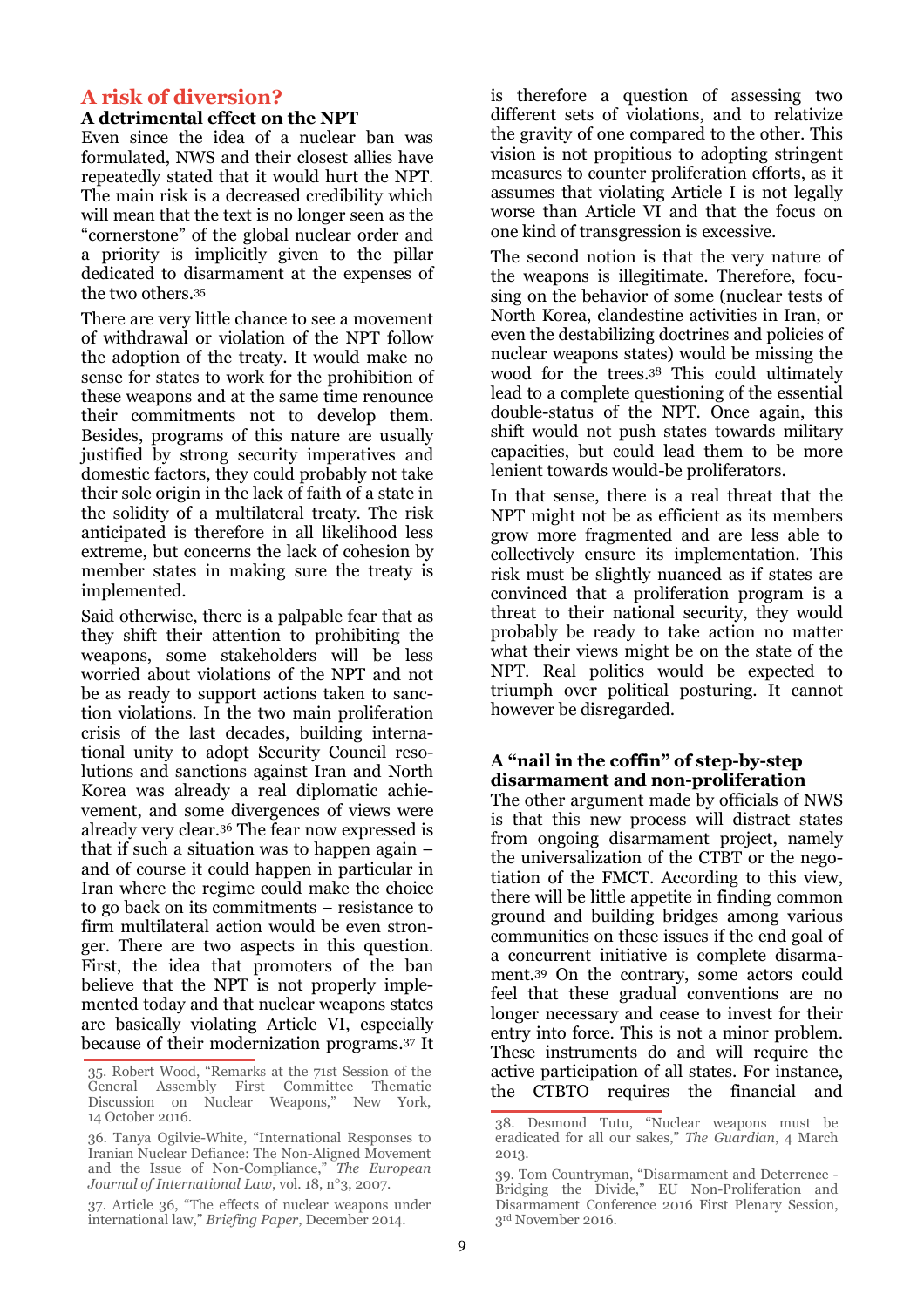## A risk of diversion?

### A detrimental effect on the NPT

Even since the idea of a nuclear ban was formulated, NWS and their closest allies have repeatedly stated that it would hurt the NPT. The main risk is a decreased credibility which will mean that the text is no longer seen as the "cornerstone" of the global nuclear order and a priority is implicitly given to the pillar dedicated to disarmament at the expenses of the two others.[35]

There are very little chance to see a movement of withdrawal or violation of the NPT follow the adoption of the treaty. It would make no sense for states to work for the prohibition of these weapons and at the same time renounce their commitments not to develop them. Besides, programs of this nature are usually justified by strong security imperatives and domestic factors, they could probably not take their sole origin in the lack of faith of a state in the solidity of a multilateral treaty. The risk anticipated is therefore in all likelihood less extreme, but concerns the lack of cohesion by member states in making sure the treaty is implemented.

Said otherwise, there is a palpable fear that as they shift their attention to prohibiting the weapons, some stakeholders will be less worried about violations of the NPT and not be as ready to support actions taken to sanction violations. In the two main proliferation crisis of the last decades, building international unity to adopt Security Council resolutions and sanctions against Iran and North Korea was already a real diplomatic achievement, and some divergences of views were already very clear.[36] The fear now expressed is that if such a situation was to happen again – and of course it could happen in particular in Iran where the regime could make the choice to go back on its commitments – resistance to firm multilateral action would be even stronger. There are two aspects in this question. First, the idea that promoters of the ban believe that the NPT is not properly implemented today and that nuclear weapons states are basically violating Article VI, especially because of their modernization programs.[37] It is therefore a question of assessing two different sets of violations, and to relativize the gravity of one compared to the other. This vision is not propitious to adopting stringent measures to counter proliferation efforts, as it assumes that violating Article I is not legally worse than Article VI and that the focus on one kind of transgression is excessive.

The second notion is that the very nature of the weapons is illegitimate. Therefore, focusing on the behavior of some (nuclear tests of North Korea, clandestine activities in Iran, or even the destabilizing doctrines and policies of nuclear weapons states) would be missing the wood for the trees.[38] This could ultimately lead to a complete questioning of the essential double-status of the NPT. Once again, this shift would not push states towards military capacities, but could lead them to be more lenient towards would-be proliferators.

In that sense, there is a real threat that the NPT might not be as efficient as its members grow more fragmented and are less able to collectively ensure its implementation. This risk must be slightly nuanced as if states are convinced that a proliferation program is a threat to their national security, they would probably be ready to take action no matter what their views might be on the state of the NPT. Real politics would be expected to triumph over political posturing. It cannot however be disregarded.

### A "nail in the coffin" of step-by-step disarmament and non-proliferation

The other argument made by officials of NWS is that this new process will distract states from ongoing disarmament project, namely the universalization of the CTBT or the negotiation of the FMCT. According to this view, there will be little appetite in finding common ground and building bridges among various communities on these issues if the end goal of a concurrent initiative is complete disarmament.[39] On the contrary, some actors could feel that these gradual conventions are no longer necessary and cease to invest for their entry into force. This is not a minor problem. These instruments do and will require the active participation of all states. For instance, the CTBTO requires the financial and

---

35. Robert Wood, "Remarks at the 71st Session of the General Assembly First Committee Thematic Discussion on Nuclear Weapons," New York, 14 October 2016.

36. Tanya Ogilvie-White, "International Responses to Iranian Nuclear Defiance: The Non-Aligned Movement and the Issue of Non-Compliance," *The European Journal of International Law*, vol. 18, n°3, 2007.

37. Article 36, "The effects of nuclear weapons under international law," *Briefing Paper*, December 2014.

38. Desmond Tutu, "Nuclear weapons must be eradicated for all our sakes," *The Guardian*, 4 March 2013.

39. Tom Countryman, "Disarmament and Deterrence - Bridging the Divide," EU Non-Proliferation and Disarmament Conference 2016 First Plenary Session, 3rd November 2016.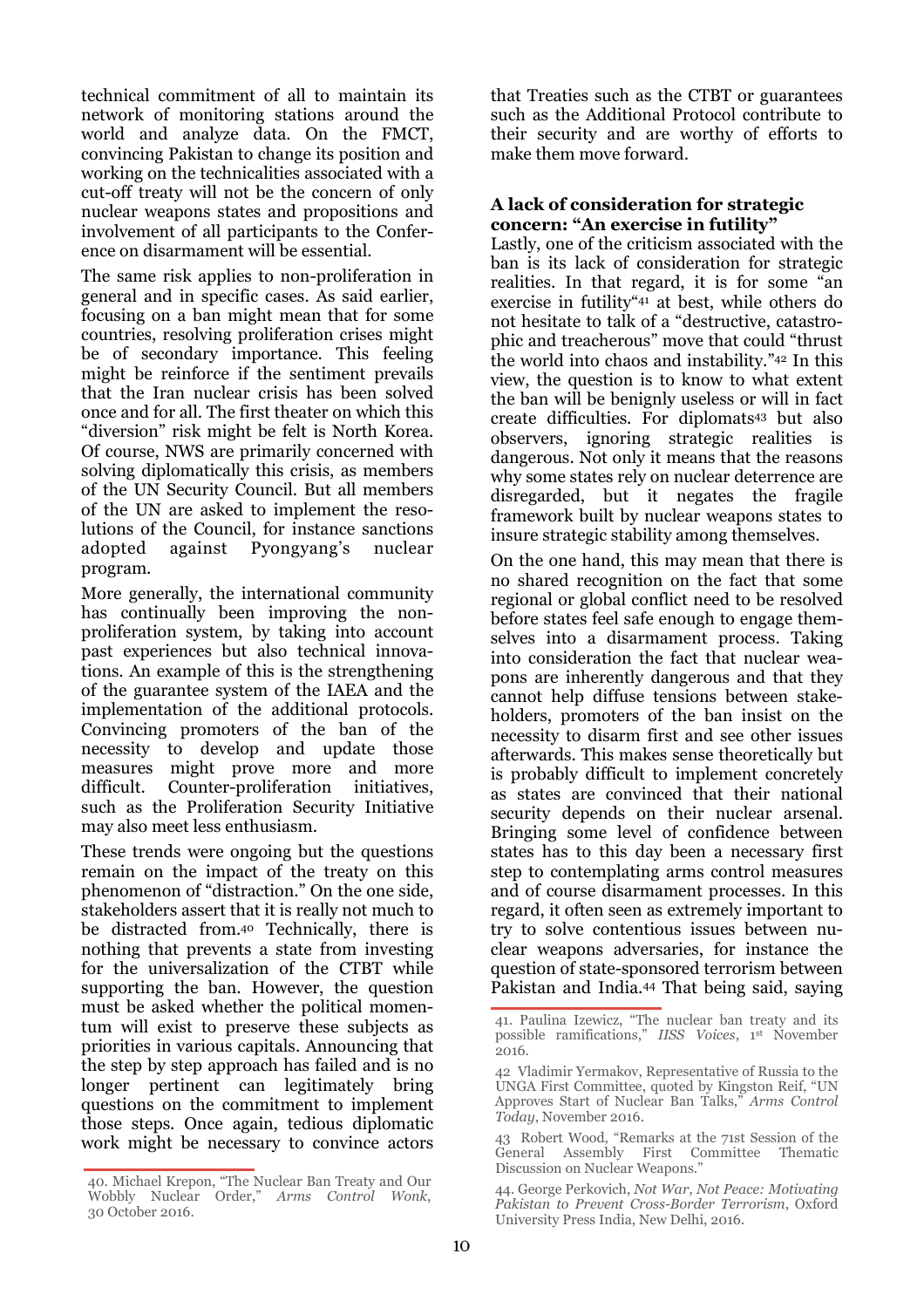technical commitment of all to maintain its network of monitoring stations around the world and analyze data. On the FMCT, convincing Pakistan to change its position and working on the technicalities associated with a cut-off treaty will not be the concern of only nuclear weapons states and propositions and involvement of all participants to the Conference on disarmament will be essential.

The same risk applies to non-proliferation in general and in specific cases. As said earlier, focusing on a ban might mean that for some countries, resolving proliferation crises might be of secondary importance. This feeling might be reinforce if the sentiment prevails that the Iran nuclear crisis has been solved once and for all. The first theater on which this "diversion" risk might be felt is North Korea. Of course, NWS are primarily concerned with solving diplomatically this crisis, as members of the UN Security Council. But all members of the UN are asked to implement the resolutions of the Council, for instance sanctions adopted against Pyongyang's nuclear program.

More generally, the international community has continually been improving the non-proliferation system, by taking into account past experiences but also technical innovations. An example of this is the strengthening of the guarantee system of the IAEA and the implementation of the additional protocols. Convincing promoters of the ban of the necessity to develop and update those measures might prove more and more difficult. Counter-proliferation initiatives, such as the Proliferation Security Initiative may also meet less enthusiasm.

These trends were ongoing but the questions remain on the impact of the treaty on this phenomenon of "distraction." On the one side, stakeholders assert that it is really not much to be distracted from.[40] Technically, there is nothing that prevents a state from investing for the universalization of the CTBT while supporting the ban. However, the question must be asked whether the political momentum will exist to preserve these subjects as priorities in various capitals. Announcing that the step by step approach has failed and is no longer pertinent can legitimately bring questions on the commitment to implement those steps. Once again, tedious diplomatic work might be necessary to convince actors that Treaties such as the CTBT or guarantees such as the Additional Protocol contribute to their security and are worthy of efforts to make them move forward.

### A lack of consideration for strategic concern: "An exercise in futility"

Lastly, one of the criticism associated with the ban is its lack of consideration for strategic realities. In that regard, it is for some "an exercise in futility"[41] at best, while others do not hesitate to talk of a "destructive, catastrophic and treacherous" move that could "thrust the world into chaos and instability."[42] In this view, the question is to know to what extent the ban will be benignly useless or will in fact create difficulties. For diplomats[43] but also observers, ignoring strategic realities is dangerous. Not only it means that the reasons why some states rely on nuclear deterrence are disregarded, but it negates the fragile framework built by nuclear weapons states to insure strategic stability among themselves.

On the one hand, this may mean that there is no shared recognition on the fact that some regional or global conflict need to be resolved before states feel safe enough to engage themselves into a disarmament process. Taking into consideration the fact that nuclear weapons are inherently dangerous and that they cannot help diffuse tensions between stakeholders, promoters of the ban insist on the necessity to disarm first and see other issues afterwards. This makes sense theoretically but is probably difficult to implement concretely as states are convinced that their national security depends on their nuclear arsenal. Bringing some level of confidence between states has to this day been a necessary first step to contemplating arms control measures and of course disarmament processes. In this regard, it often seen as extremely important to try to solve contentious issues between nuclear weapons adversaries, for instance the question of state-sponsored terrorism between Pakistan and India.[44] That being said, saying

---

40. Michael Krepon, "The Nuclear Ban Treaty and Our Wobbly Nuclear Order," *Arms Control Wonk*, 30 October 2016.

41. Paulina Izewicz, "The nuclear ban treaty and its possible ramifications," *IISS Voices*, 1st November 2016.

42 Vladimir Yermakov, Representative of Russia to the UNGA First Committee, quoted by Kingston Reif, "UN Approves Start of Nuclear Ban Talks," *Arms Control Today*, November 2016.

43 Robert Wood, "Remarks at the 71st Session of the General Assembly First Committee Thematic Discussion on Nuclear Weapons."

44. George Perkovich, *Not War, Not Peace: Motivating Pakistan to Prevent Cross-Border Terrorism*, Oxford University Press India, New Delhi, 2016.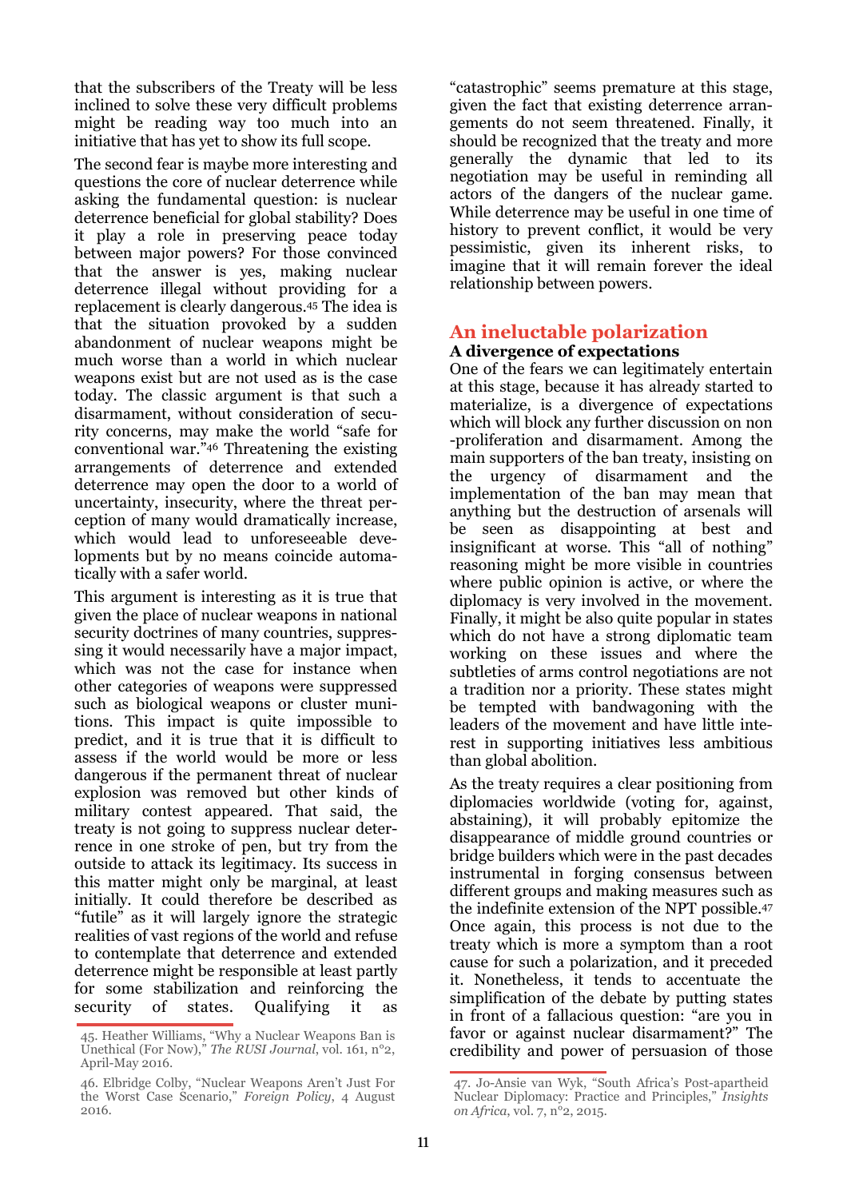that the subscribers of the Treaty will be less inclined to solve these very difficult problems might be reading way too much into an initiative that has yet to show its full scope.

The second fear is maybe more interesting and questions the core of nuclear deterrence while asking the fundamental question: is nuclear deterrence beneficial for global stability? Does it play a role in preserving peace today between major powers? For those convinced that the answer is yes, making nuclear deterrence illegal without providing for a replacement is clearly dangerous.[45] The idea is that the situation provoked by a sudden abandonment of nuclear weapons might be much worse than a world in which nuclear weapons exist but are not used as is the case today. The classic argument is that such a disarmament, without consideration of security concerns, may make the world "safe for conventional war."[46] Threatening the existing arrangements of deterrence and extended deterrence may open the door to a world of uncertainty, insecurity, where the threat perception of many would dramatically increase, which would lead to unforeseeable developments but by no means coincide automatically with a safer world.

This argument is interesting as it is true that given the place of nuclear weapons in national security doctrines of many countries, suppressing it would necessarily have a major impact, which was not the case for instance when other categories of weapons were suppressed such as biological weapons or cluster munitions. This impact is quite impossible to predict, and it is true that it is difficult to assess if the world would be more or less dangerous if the permanent threat of nuclear explosion was removed but other kinds of military contest appeared. That said, the treaty is not going to suppress nuclear deterrence in one stroke of pen, but try from the outside to attack its legitimacy. Its success in this matter might only be marginal, at least initially. It could therefore be described as "futile" as it will largely ignore the strategic realities of vast regions of the world and refuse to contemplate that deterrence and extended deterrence might be responsible at least partly for some stabilization and reinforcing the security of states. Qualifying it as "catastrophic" seems premature at this stage, given the fact that existing deterrence arrangements do not seem threatened. Finally, it should be recognized that the treaty and more generally the dynamic that led to its negotiation may be useful in reminding all actors of the dangers of the nuclear game. While deterrence may be useful in one time of history to prevent conflict, it would be very pessimistic, given its inherent risks, to imagine that it will remain forever the ideal relationship between powers.

## An ineluctable polarization

### A divergence of expectations

One of the fears we can legitimately entertain at this stage, because it has already started to materialize, is a divergence of expectations which will block any further discussion on non -proliferation and disarmament. Among the main supporters of the ban treaty, insisting on the urgency of disarmament and the implementation of the ban may mean that anything but the destruction of arsenals will be seen as disappointing at best and insignificant at worse. This "all of nothing" reasoning might be more visible in countries where public opinion is active, or where the diplomacy is very involved in the movement. Finally, it might be also quite popular in states which do not have a strong diplomatic team working on these issues and where the subtleties of arms control negotiations are not a tradition nor a priority. These states might be tempted with bandwagoning with the leaders of the movement and have little interest in supporting initiatives less ambitious than global abolition.

As the treaty requires a clear positioning from diplomacies worldwide (voting for, against, abstaining), it will probably epitomize the disappearance of middle ground countries or bridge builders which were in the past decades instrumental in forging consensus between different groups and making measures such as the indefinite extension of the NPT possible.[47] Once again, this process is not due to the treaty which is more a symptom than a root cause for such a polarization, and it preceded it. Nonetheless, it tends to accentuate the simplification of the debate by putting states in front of a fallacious question: "are you in favor or against nuclear disarmament?" The credibility and power of persuasion of those

45. Heather Williams, "Why a Nuclear Weapons Ban is Unethical (For Now)," *The RUSI Journal*, vol. 161, n°2, April-May 2016.

46. Elbridge Colby, "Nuclear Weapons Aren't Just For the Worst Case Scenario," *Foreign Policy*, 4 August 2016.

47. Jo-Ansie van Wyk, "South Africa's Post-apartheid Nuclear Diplomacy: Practice and Principles," *Insights on Africa*, vol. 7, n°2, 2015.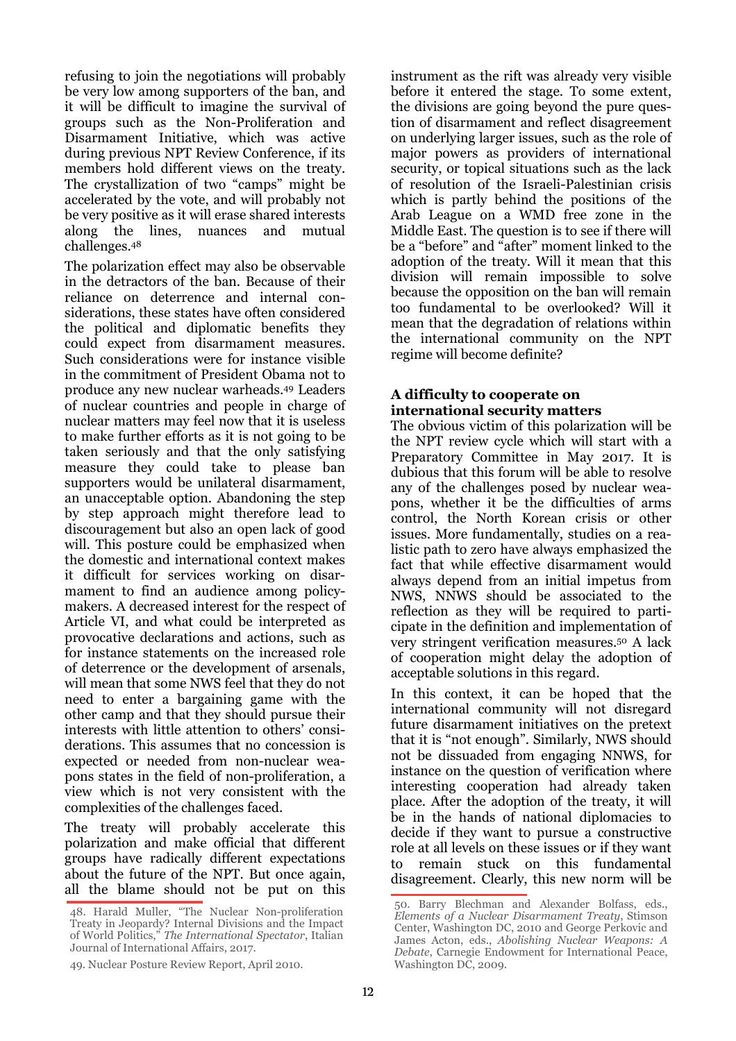refusing to join the negotiations will probably be very low among supporters of the ban, and it will be difficult to imagine the survival of groups such as the Non-Proliferation and Disarmament Initiative, which was active during previous NPT Review Conference, if its members hold different views on the treaty. The crystallization of two "camps" might be accelerated by the vote, and will probably not be very positive as it will erase shared interests along the lines, nuances and mutual challenges.[48]

The polarization effect may also be observable in the detractors of the ban. Because of their reliance on deterrence and internal considerations, these states have often considered the political and diplomatic benefits they could expect from disarmament measures. Such considerations were for instance visible in the commitment of President Obama not to produce any new nuclear warheads.[49] Leaders of nuclear countries and people in charge of nuclear matters may feel now that it is useless to make further efforts as it is not going to be taken seriously and that the only satisfying measure they could take to please ban supporters would be unilateral disarmament, an unacceptable option. Abandoning the step by step approach might therefore lead to discouragement but also an open lack of good will. This posture could be emphasized when the domestic and international context makes it difficult for services working on disarmament to find an audience among policy-makers. A decreased interest for the respect of Article VI, and what could be interpreted as provocative declarations and actions, such as for instance statements on the increased role of deterrence or the development of arsenals, will mean that some NWS feel that they do not need to enter a bargaining game with the other camp and that they should pursue their interests with little attention to others' considerations. This assumes that no concession is expected or needed from non-nuclear weapons states in the field of non-proliferation, a view which is not very consistent with the complexities of the challenges faced.

The treaty will probably accelerate this polarization and make official that different groups have radically different expectations about the future of the NPT. But once again, all the blame should not be put on this instrument as the rift was already very visible before it entered the stage. To some extent, the divisions are going beyond the pure question of disarmament and reflect disagreement on underlying larger issues, such as the role of major powers as providers of international security, or topical situations such as the lack of resolution of the Israeli-Palestinian crisis which is partly behind the positions of the Arab League on a WMD free zone in the Middle East. The question is to see if there will be a "before" and "after" moment linked to the adoption of the treaty. Will it mean that this division will remain impossible to solve because the opposition on the ban will remain too fundamental to be overlooked? Will it mean that the degradation of relations within the international community on the NPT regime will become definite?

### A difficulty to cooperate on international security matters

The obvious victim of this polarization will be the NPT review cycle which will start with a Preparatory Committee in May 2017. It is dubious that this forum will be able to resolve any of the challenges posed by nuclear weapons, whether it be the difficulties of arms control, the North Korean crisis or other issues. More fundamentally, studies on a realistic path to zero have always emphasized the fact that while effective disarmament would always depend from an initial impetus from NWS, NNWS should be associated to the reflection as they will be required to participate in the definition and implementation of very stringent verification measures.[50] A lack of cooperation might delay the adoption of acceptable solutions in this regard.

In this context, it can be hoped that the international community will not disregard future disarmament initiatives on the pretext that it is "not enough". Similarly, NWS should not be dissuaded from engaging NNWS, for instance on the question of verification where interesting cooperation had already taken place. After the adoption of the treaty, it will be in the hands of national diplomacies to decide if they want to pursue a constructive role at all levels on these issues or if they want to remain stuck on this fundamental disagreement. Clearly, this new norm will be

---

48. Harald Muller, "The Nuclear Non-proliferation Treaty in Jeopardy? Internal Divisions and the Impact of World Politics," *The International Spectator*, Italian Journal of International Affairs, 2017.

49. Nuclear Posture Review Report, April 2010.

50. Barry Blechman and Alexander Bolfass, eds., *Elements of a Nuclear Disarmament Treaty*, Stimson Center, Washington DC, 2010 and George Perkovic and James Acton, eds., *Abolishing Nuclear Weapons: A Debate*, Carnegie Endowment for International Peace, Washington DC, 2009.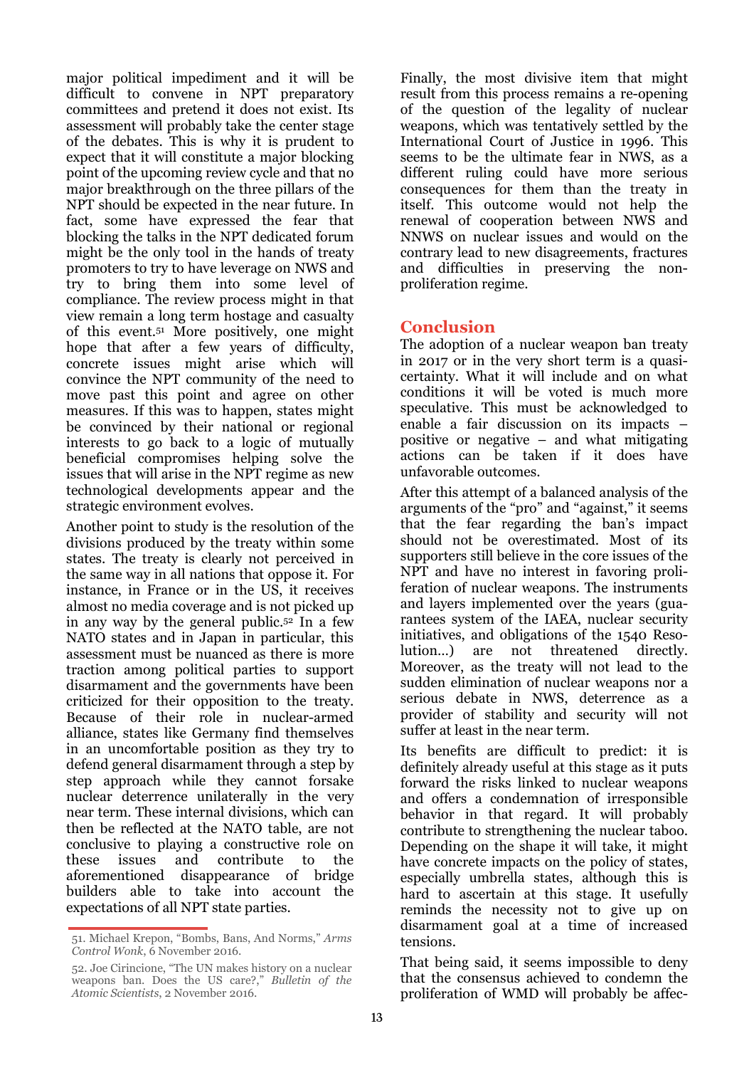major political impediment and it will be difficult to convene in NPT preparatory committees and pretend it does not exist. Its assessment will probably take the center stage of the debates. This is why it is prudent to expect that it will constitute a major blocking point of the upcoming review cycle and that no major breakthrough on the three pillars of the NPT should be expected in the near future. In fact, some have expressed the fear that blocking the talks in the NPT dedicated forum might be the only tool in the hands of treaty promoters to try to have leverage on NWS and try to bring them into some level of compliance. The review process might in that view remain a long term hostage and casualty of this event.[51] More positively, one might hope that after a few years of difficulty, concrete issues might arise which will convince the NPT community of the need to move past this point and agree on other measures. If this was to happen, states might be convinced by their national or regional interests to go back to a logic of mutually beneficial compromises helping solve the issues that will arise in the NPT regime as new technological developments appear and the strategic environment evolves.

Another point to study is the resolution of the divisions produced by the treaty within some states. The treaty is clearly not perceived in the same way in all nations that oppose it. For instance, in France or in the US, it receives almost no media coverage and is not picked up in any way by the general public.[52] In a few NATO states and in Japan in particular, this assessment must be nuanced as there is more traction among political parties to support disarmament and the governments have been criticized for their opposition to the treaty. Because of their role in nuclear-armed alliance, states like Germany find themselves in an uncomfortable position as they try to defend general disarmament through a step by step approach while they cannot forsake nuclear deterrence unilaterally in the very near term. These internal divisions, which can then be reflected at the NATO table, are not conclusive to playing a constructive role on these issues and contribute to the aforementioned disappearance of bridge builders able to take into account the expectations of all NPT state parties.

Finally, the most divisive item that might result from this process remains a re-opening of the question of the legality of nuclear weapons, which was tentatively settled by the International Court of Justice in 1996. This seems to be the ultimate fear in NWS, as a different ruling could have more serious consequences for them than the treaty in itself. This outcome would not help the renewal of cooperation between NWS and NNWS on nuclear issues and would on the contrary lead to new disagreements, fractures and difficulties in preserving the non-proliferation regime.

## Conclusion

The adoption of a nuclear weapon ban treaty in 2017 or in the very short term is a quasi-certainty. What it will include and on what conditions it will be voted is much more speculative. This must be acknowledged to enable a fair discussion on its impacts – positive or negative – and what mitigating actions can be taken if it does have unfavorable outcomes.

After this attempt of a balanced analysis of the arguments of the "pro" and "against," it seems that the fear regarding the ban's impact should not be overestimated. Most of its supporters still believe in the core issues of the NPT and have no interest in favoring proliferation of nuclear weapons. The instruments and layers implemented over the years (guarantees system of the IAEA, nuclear security initiatives, and obligations of the 1540 Resolution…) are not threatened directly. Moreover, as the treaty will not lead to the sudden elimination of nuclear weapons nor a serious debate in NWS, deterrence as a provider of stability and security will not suffer at least in the near term.

Its benefits are difficult to predict: it is definitely already useful at this stage as it puts forward the risks linked to nuclear weapons and offers a condemnation of irresponsible behavior in that regard. It will probably contribute to strengthening the nuclear taboo. Depending on the shape it will take, it might have concrete impacts on the policy of states, especially umbrella states, although this is hard to ascertain at this stage. It usefully reminds the necessity not to give up on disarmament goal at a time of increased tensions.

That being said, it seems impossible to deny that the consensus achieved to condemn the proliferation of WMD will probably be affec-

---

51. Michael Krepon, "Bombs, Bans, And Norms," *Arms Control Wonk*, 6 November 2016.

52. Joe Cirincione, "The UN makes history on a nuclear weapons ban. Does the US care?," *Bulletin of the Atomic Scientists*, 2 November 2016.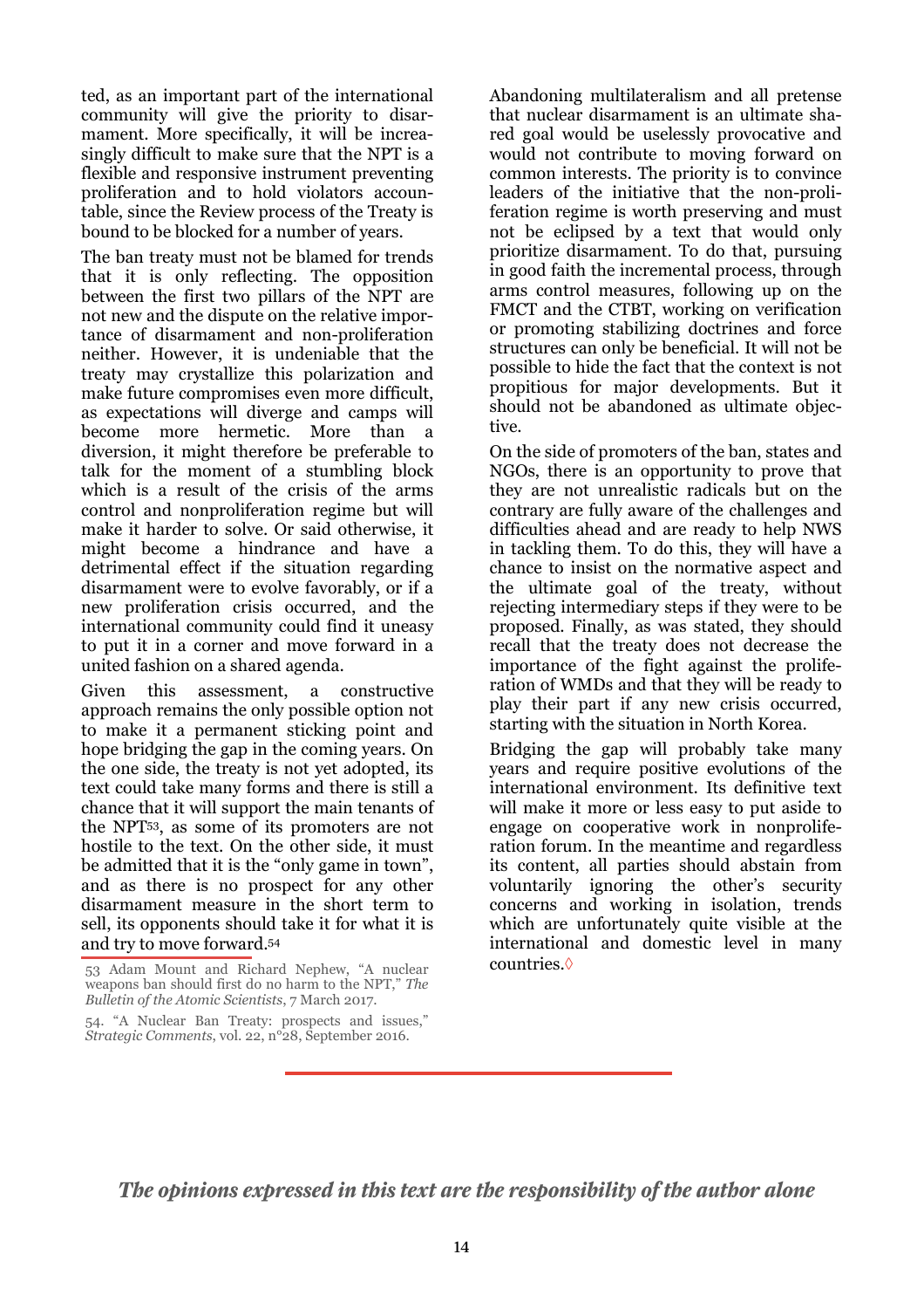ted, as an important part of the international community will give the priority to disarmament. More specifically, it will be increasingly difficult to make sure that the NPT is a flexible and responsive instrument preventing proliferation and to hold violators accountable, since the Review process of the Treaty is bound to be blocked for a number of years.

The ban treaty must not be blamed for trends that it is only reflecting. The opposition between the first two pillars of the NPT are not new and the dispute on the relative importance of disarmament and non-proliferation neither. However, it is undeniable that the treaty may crystallize this polarization and make future compromises even more difficult, as expectations will diverge and camps will become more hermetic. More than a diversion, it might therefore be preferable to talk for the moment of a stumbling block which is a result of the crisis of the arms control and nonproliferation regime but will make it harder to solve. Or said otherwise, it might become a hindrance and have a detrimental effect if the situation regarding disarmament were to evolve favorably, or if a new proliferation crisis occurred, and the international community could find it uneasy to put it in a corner and move forward in a united fashion on a shared agenda.

Given this assessment, a constructive approach remains the only possible option not to make it a permanent sticking point and hope bridging the gap in the coming years. On the one side, the treaty is not yet adopted, its text could take many forms and there is still a chance that it will support the main tenants of the NPT[53], as some of its promoters are not hostile to the text. On the other side, it must be admitted that it is the "only game in town", and as there is no prospect for any other disarmament measure in the short term to sell, its opponents should take it for what it is and try to move forward.[54]

Abandoning multilateralism and all pretense that nuclear disarmament is an ultimate shared goal would be uselessly provocative and would not contribute to moving forward on common interests. The priority is to convince leaders of the initiative that the non-proliferation regime is worth preserving and must not be eclipsed by a text that would only prioritize disarmament. To do that, pursuing in good faith the incremental process, through arms control measures, following up on the FMCT and the CTBT, working on verification or promoting stabilizing doctrines and force structures can only be beneficial. It will not be possible to hide the fact that the context is not propitious for major developments. But it should not be abandoned as ultimate objective.

On the side of promoters of the ban, states and NGOs, there is an opportunity to prove that they are not unrealistic radicals but on the contrary are fully aware of the challenges and difficulties ahead and are ready to help NWS in tackling them. To do this, they will have a chance to insist on the normative aspect and the ultimate goal of the treaty, without rejecting intermediary steps if they were to be proposed. Finally, as was stated, they should recall that the treaty does not decrease the importance of the fight against the proliferation of WMDs and that they will be ready to play their part if any new crisis occurred, starting with the situation in North Korea.

Bridging the gap will probably take many years and require positive evolutions of the international environment. Its definitive text will make it more or less easy to put aside to engage on cooperative work in nonproliferation forum. In the meantime and regardless its content, all parties should abstain from voluntarily ignoring the other's security concerns and working in isolation, trends which are unfortunately quite visible at the international and domestic level in many countries.◊

53 Adam Mount and Richard Nephew, "A nuclear weapons ban should first do no harm to the NPT," *The Bulletin of the Atomic Scientists*, 7 March 2017.

54. "A Nuclear Ban Treaty: prospects and issues," *Strategic Comments*, vol. 22, n°28, September 2016.

***The opinions expressed in this text are the responsibility of the author alone***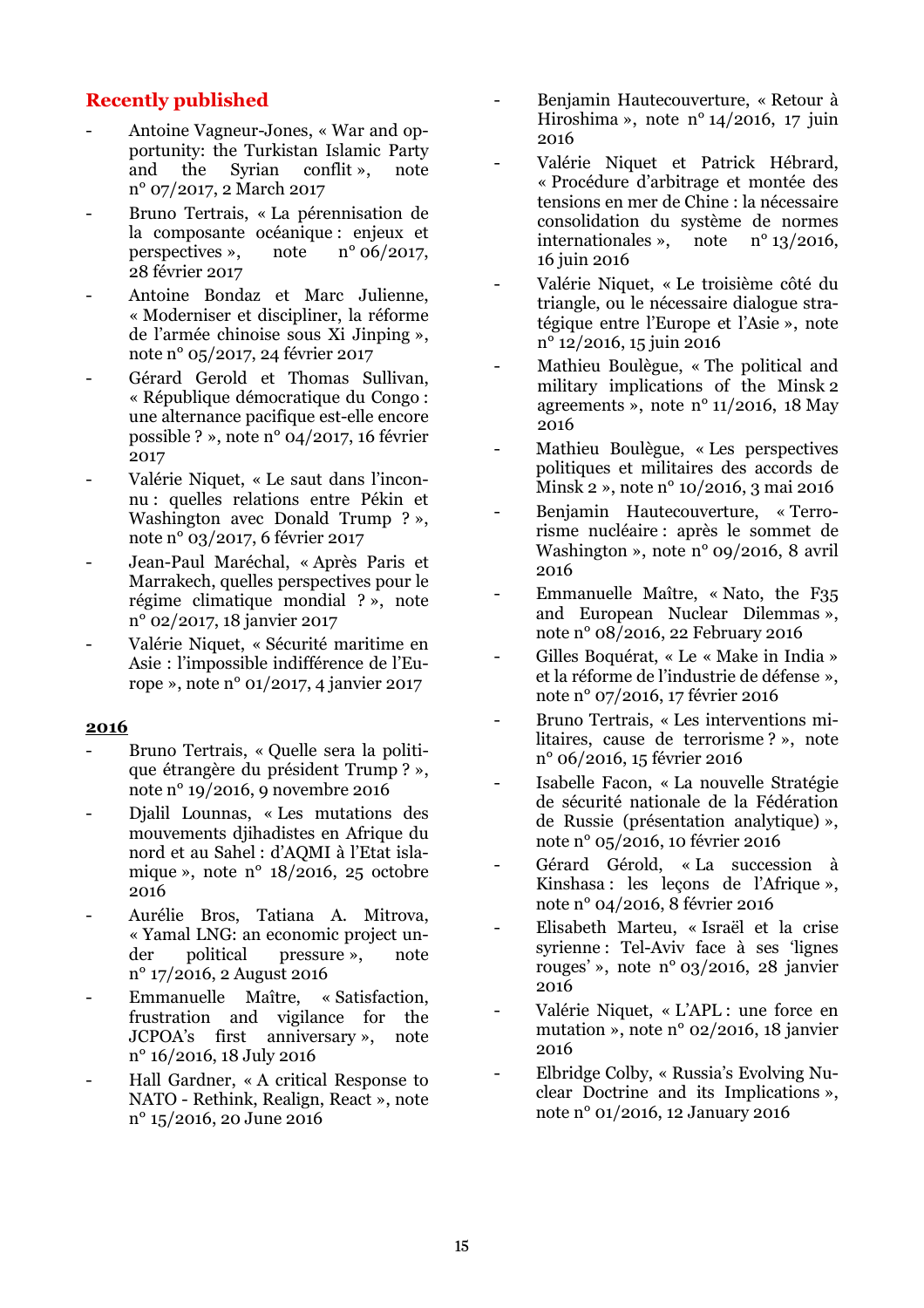## Recently published

- Antoine Vagneur-Jones, « War and opportunity: the Turkistan Islamic Party and the Syrian conflit », note n° 07/2017, 2 March 2017
- Bruno Tertrais, « La pérennisation de la composante océanique : enjeux et perspectives », note n° 06/2017, 28 février 2017
- Antoine Bondaz et Marc Julienne, « Moderniser et discipliner, la réforme de l'armée chinoise sous Xi Jinping », note n° 05/2017, 24 février 2017
- Gérard Gerold et Thomas Sullivan, « République démocratique du Congo : une alternance pacifique est-elle encore possible ? », note n° 04/2017, 16 février 2017
- Valérie Niquet, « Le saut dans l'inconnu : quelles relations entre Pékin et Washington avec Donald Trump ? », note n° 03/2017, 6 février 2017
- Jean-Paul Maréchal, « Après Paris et Marrakech, quelles perspectives pour le régime climatique mondial ? », note n° 02/2017, 18 janvier 2017
- Valérie Niquet, « Sécurité maritime en Asie : l'impossible indifférence de l'Europe », note n° 01/2017, 4 janvier 2017

**2016**

- Bruno Tertrais, « Quelle sera la politique étrangère du président Trump ? », note n° 19/2016, 9 novembre 2016
- Djalil Lounnas, « Les mutations des mouvements djihadistes en Afrique du nord et au Sahel : d'AQMI à l'Etat islamique », note n° 18/2016, 25 octobre 2016
- Aurélie Bros, Tatiana A. Mitrova, « Yamal LNG: an economic project under political pressure », note n° 17/2016, 2 August 2016
- Emmanuelle Maître, « Satisfaction, frustration and vigilance for the JCPOA's first anniversary », note n° 16/2016, 18 July 2016
- Hall Gardner, « A critical Response to NATO - Rethink, Realign, React », note n° 15/2016, 20 June 2016
- Benjamin Hautecouverture, « Retour à Hiroshima », note n° 14/2016, 17 juin 2016
- Valérie Niquet et Patrick Hébrard, « Procédure d'arbitrage et montée des tensions en mer de Chine : la nécessaire consolidation du système de normes internationales », note n° 13/2016, 16 juin 2016
- Valérie Niquet, « Le troisième côté du triangle, ou le nécessaire dialogue stratégique entre l'Europe et l'Asie », note n° 12/2016, 15 juin 2016
- Mathieu Boulègue, « The political and military implications of the Minsk 2 agreements », note n° 11/2016, 18 May 2016
- Mathieu Boulègue, « Les perspectives politiques et militaires des accords de Minsk 2 », note n° 10/2016, 3 mai 2016
- Benjamin Hautecouverture, « Terrorisme nucléaire : après le sommet de Washington », note n° 09/2016, 8 avril 2016
- Emmanuelle Maître, « Nato, the F35 and European Nuclear Dilemmas », note n° 08/2016, 22 February 2016
- Gilles Boquérat, « Le « Make in India » et la réforme de l'industrie de défense », note n° 07/2016, 17 février 2016
- Bruno Tertrais, « Les interventions militaires, cause de terrorisme ? », note n° 06/2016, 15 février 2016
- Isabelle Facon, « La nouvelle Stratégie de sécurité nationale de la Fédération de Russie (présentation analytique) », note n° 05/2016, 10 février 2016
- Gérard Gérold, « La succession à Kinshasa : les leçons de l'Afrique », note n° 04/2016, 8 février 2016
- Elisabeth Marteu, « Israël et la crise syrienne : Tel-Aviv face à ses 'lignes rouges' », note n° 03/2016, 28 janvier 2016
- Valérie Niquet, « L'APL : une force en mutation », note n° 02/2016, 18 janvier 2016
- Elbridge Colby, « Russia's Evolving Nuclear Doctrine and its Implications », note n° 01/2016, 12 January 2016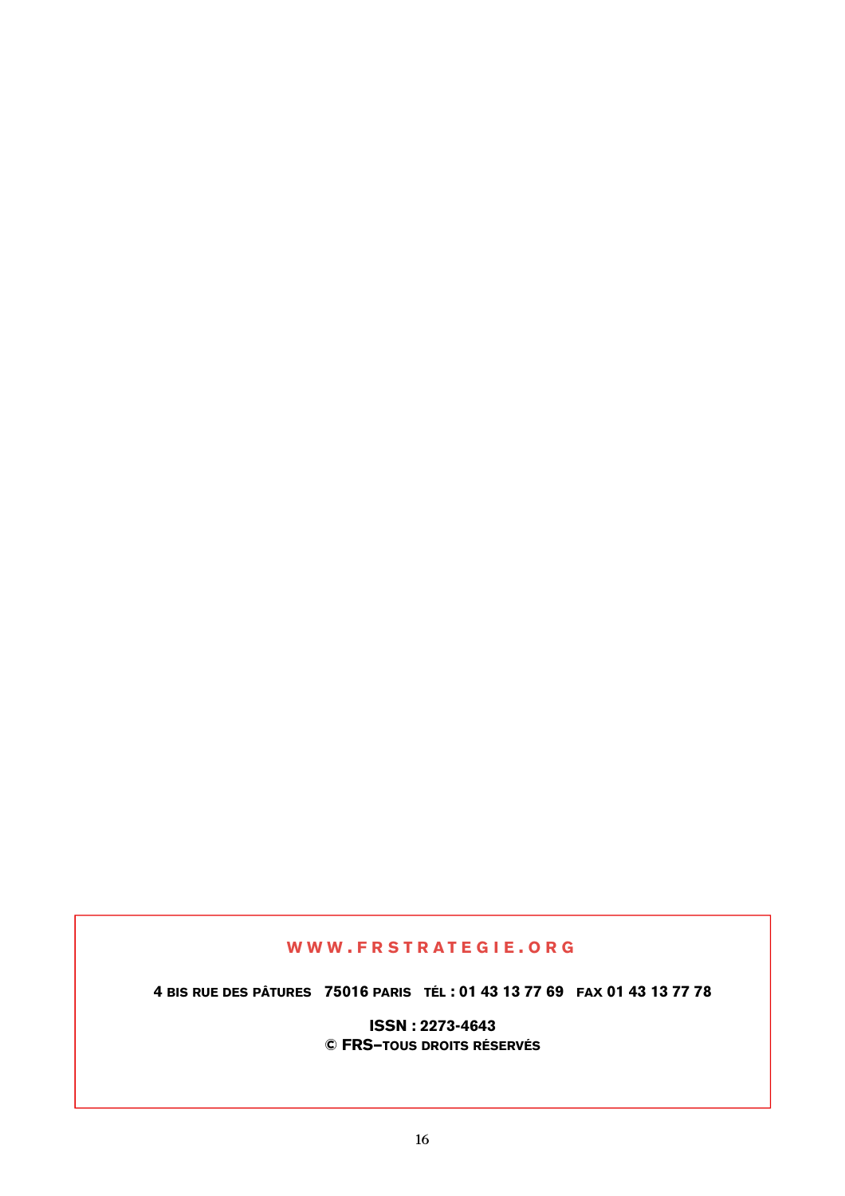**WWW.FRSTRATEGIE.ORG**

**4 BIS RUE DES PÂTURES 75016 PARIS TÉL : 01 43 13 77 69 FAX 01 43 13 77 78**

**ISSN : 2273-4643**
**© FRS–TOUS DROITS RÉSERVÉS**